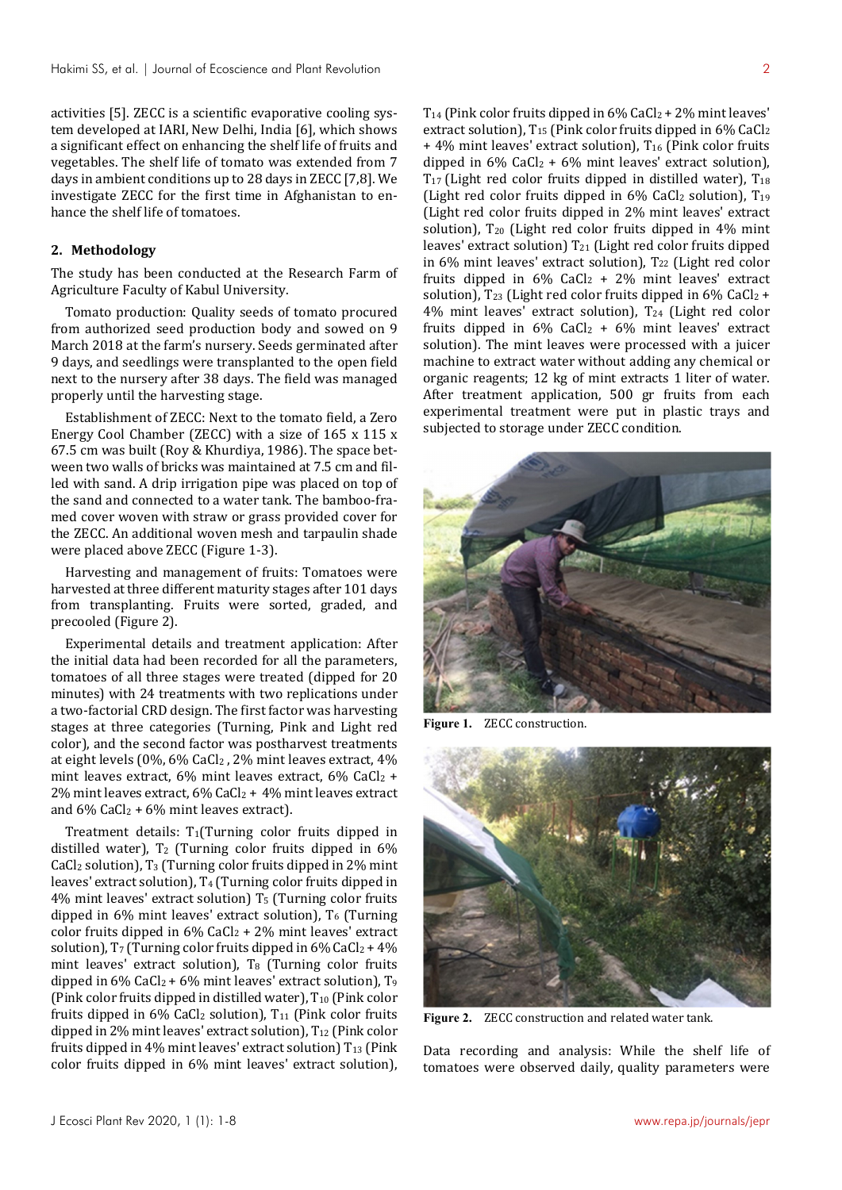activities [5]. ZECC is a scientific evaporative cooling system developed at IARI, New Delhi, India [6], which shows a significant effect on enhancing the shelf life of fruits and vegetables. The shelf life of tomato was extended from 7 days in ambient conditions up to 28 days in ZECC [7,8]. We investigate ZECC for the first time in Afghanistan to enhance the shelf life of tomatoes.

## 2. Methodology

The study has been conducted at the Research Farm of Agriculture Faculty of Kabul University.

Tomato production: Quality seeds of tomato procured from authorized seed production body and sowed on 9 March 2018 at the farm's nursery. Seeds germinated after 9 days, and seedlings were transplanted to the open field next to the nursery after 38 days. The field was managed properly until the harvesting stage.

Establishment of ZECC: Next to the tomato field, a Zero Energy Cool Chamber (ZECC) with a size of 165 x 115 x 67.5 cm was built (Roy & Khurdiya, 1986). The space between two walls of bricks was maintained at 7.5 cm and filled with sand. A drip irrigation pipe was placed on top of the sand and connected to a water tank. The bamboo-framed cover woven with straw or grass provided cover for the ZECC. An additional woven mesh and tarpaulin shade were placed above ZECC (Figure 1-3).

Harvesting and management of fruits: Tomatoes were harvested at three different maturity stages after 101 days from transplanting. Fruits were sorted, graded, and precooled (Figure 2).

Experimental details and treatment application: After the initial data had been recorded for all the parameters, tomatoes of all three stages were treated (dipped for 20 minutes) with 24 treatments with two replications under a two-factorial CRD design. The first factor was harvesting stages at three categories (Turning, Pink and Light red color), and the second factor was postharvest treatments at eight levels (0%, 6% $CaCl_2$, 2% mint leaves extract, 4% mint leaves extract, 6% mint leaves extract, 6% $CaCl_2$ + 2% mint leaves extract, 6% $CaCl_2$ + 4% mint leaves extract and 6% $CaCl_2$ + 6% mint leaves extract).

Treatment details: $T_1$ (Turning color fruits dipped in distilled water), $T_2$ (Turning color fruits dipped in 6% $CaCl_2$ solution), $T_3$ (Turning color fruits dipped in 2% mint leaves' extract solution), $T_4$ (Turning color fruits dipped in 4% mint leaves' extract solution) $T_5$ (Turning color fruits dipped in 6% mint leaves' extract solution), $T_6$ (Turning color fruits dipped in 6% $CaCl_2$ + 2% mint leaves' extract solution), $T_7$ (Turning color fruits dipped in 6% $CaCl_2$ + 4% mint leaves' extract solution), $T_8$ (Turning color fruits dipped in 6% $CaCl_2$ + 6% mint leaves' extract solution), $T_9$ (Pink color fruits dipped in distilled water), $T_{10}$ (Pink color fruits dipped in 6% $CaCl_2$ solution), $T_{11}$ (Pink color fruits dipped in 2% mint leaves' extract solution), $T_{12}$ (Pink color fruits dipped in 4% mint leaves' extract solution) $T_{13}$ (Pink color fruits dipped in 6% mint leaves' extract solution), $T_{14}$ (Pink color fruits dipped in 6% $CaCl_2$ + 2% mint leaves' extract solution), $T_{15}$ (Pink color fruits dipped in 6% $CaCl_2$ + 4% mint leaves' extract solution), $T_{16}$ (Pink color fruits dipped in 6% $CaCl_2$ + 6% mint leaves' extract solution), $T_{17}$ (Light red color fruits dipped in distilled water), $T_{18}$ (Light red color fruits dipped in 6% $CaCl_2$ solution), $T_{19}$ (Light red color fruits dipped in 2% mint leaves' extract solution), $T_{20}$ (Light red color fruits dipped in 4% mint leaves' extract solution) $T_{21}$ (Light red color fruits dipped in 6% mint leaves' extract solution), $T_{22}$ (Light red color fruits dipped in 6% $CaCl_2$ + 2% mint leaves' extract solution), $T_{23}$ (Light red color fruits dipped in 6% $CaCl_2$ + 4% mint leaves' extract solution), $T_{24}$ (Light red color fruits dipped in 6% $CaCl_2$ + 6% mint leaves' extract solution). The mint leaves were processed with a juicer machine to extract water without adding any chemical or organic reagents; 12 kg of mint extracts 1 liter of water. After treatment application, 500 gr fruits from each experimental treatment were put in plastic trays and subjected to storage under ZECC condition.

**Figure 1.** ZECC construction.

**Figure 2.** ZECC construction and related water tank.

Data recording and analysis: While the shelf life of tomatoes were observed daily, quality parameters were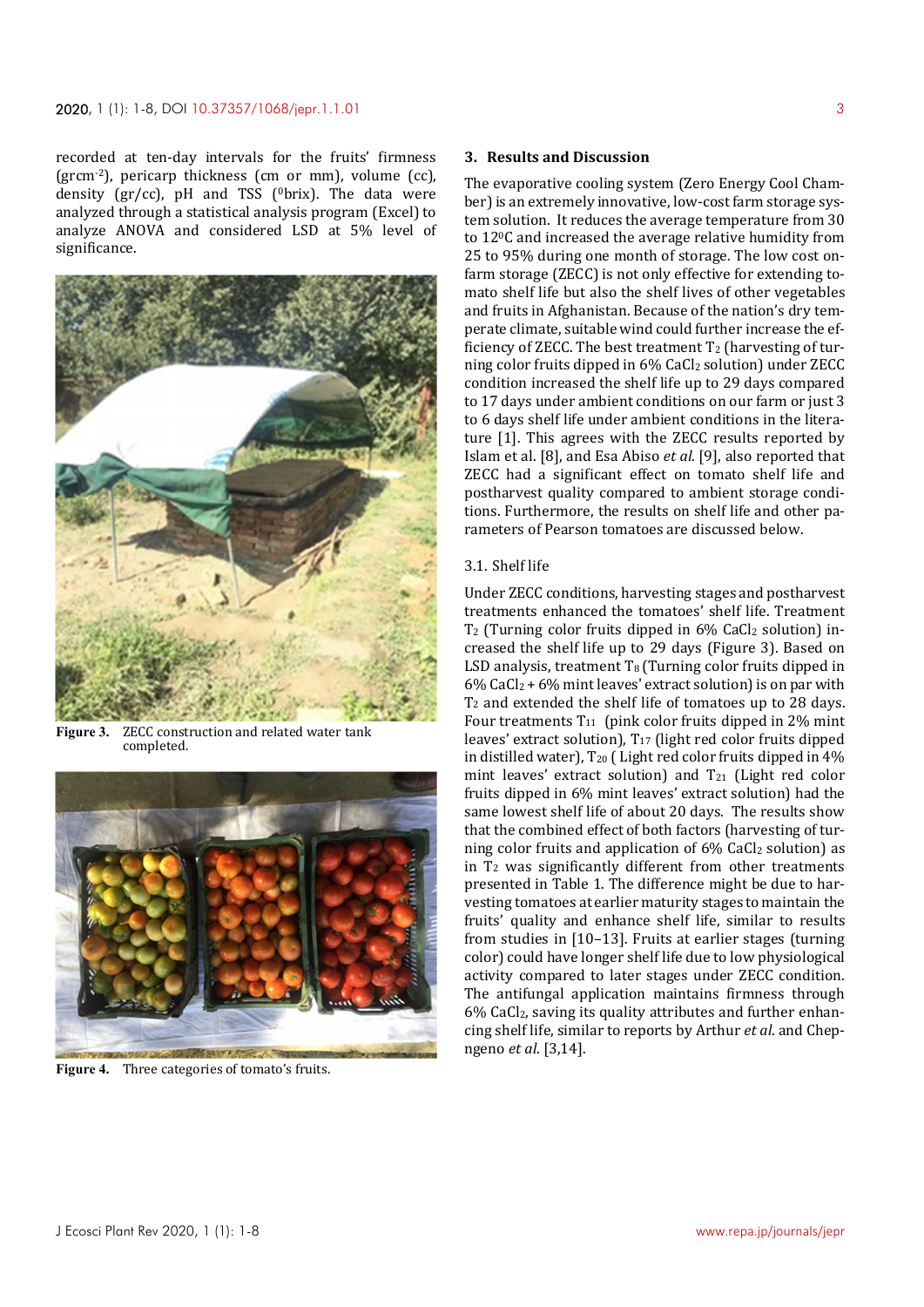recorded at ten-day intervals for the fruits' firmness (grcm$^{-2}$), pericarp thickness (cm or mm), volume (cc), density (gr/cc), pH and TSS ($^0$brix). The data were analyzed through a statistical analysis program (Excel) to analyze ANOVA and considered LSD at 5% level of significance.

**Figure 3.** ZECC construction and related water tank completed.

**Figure 4.** Three categories of tomato's fruits.

## 3. Results and Discussion

The evaporative cooling system (Zero Energy Cool Chamber) is an extremely innovative, low-cost farm storage system solution. It reduces the average temperature from 30 to 12$^0$C and increased the average relative humidity from 25 to 95% during one month of storage. The low cost on-farm storage (ZECC) is not only effective for extending tomato shelf life but also the shelf lives of other vegetables and fruits in Afghanistan. Because of the nation's dry temperate climate, suitable wind could further increase the efficiency of ZECC. The best treatment $T_2$ (harvesting of turning color fruits dipped in 6% $CaCl_2$ solution) under ZECC condition increased the shelf life up to 29 days compared to 17 days under ambient conditions on our farm or just 3 to 6 days shelf life under ambient conditions in the literature [1]. This agrees with the ZECC results reported by Islam et al. [8], and Esa Abiso *et al.* [9], also reported that ZECC had a significant effect on tomato shelf life and postharvest quality compared to ambient storage conditions. Furthermore, the results on shelf life and other parameters of Pearson tomatoes are discussed below.

### 3.1. Shelf life

Under ZECC conditions, harvesting stages and postharvest treatments enhanced the tomatoes' shelf life. Treatment $T_2$ (Turning color fruits dipped in 6% $CaCl_2$ solution) increased the shelf life up to 29 days (Figure 3). Based on LSD analysis, treatment $T_8$ (Turning color fruits dipped in 6% $CaCl_2$ + 6% mint leaves' extract solution) is on par with $T_2$ and extended the shelf life of tomatoes up to 28 days. Four treatments $T_{11}$ (pink color fruits dipped in 2% mint leaves' extract solution), $T_{17}$ (light red color fruits dipped in distilled water), $T_{20}$ ( Light red color fruits dipped in 4% mint leaves' extract solution) and $T_{21}$ (Light red color fruits dipped in 6% mint leaves' extract solution) had the same lowest shelf life of about 20 days. The results show that the combined effect of both factors (harvesting of turning color fruits and application of 6% $CaCl_2$ solution) as in $T_2$ was significantly different from other treatments presented in Table 1. The difference might be due to harvesting tomatoes at earlier maturity stages to maintain the fruits' quality and enhance shelf life, similar to results from studies in [10–13]. Fruits at earlier stages (turning color) could have longer shelf life due to low physiological activity compared to later stages under ZECC condition. The antifungal application maintains firmness through 6% $CaCl_2$, saving its quality attributes and further enhancing shelf life, similar to reports by Arthur *et al.* and Chepngeno *et al.* [3,14].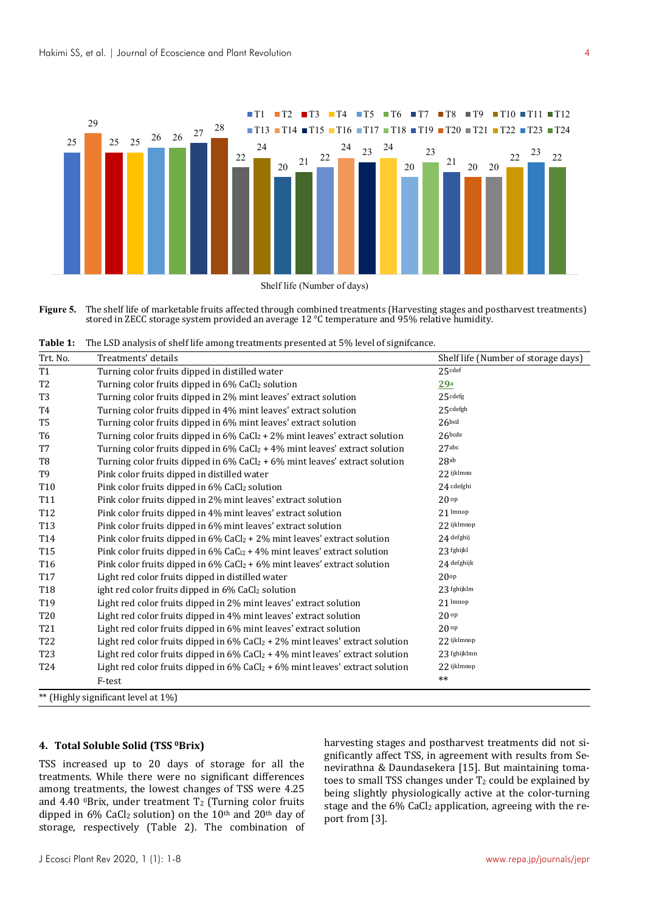T1 T2 T3 T4 T5 T6 T7 T8 T9 T10 T11 T12
T13 T14 T15 T16 T17 T18 T19 T20 T21 T22 T23 T24

25 29 25 25 26 26 27 28 22 24 20 21 22 24 23 24 20 23 21 20 20 22 23 22

Shelf life (Number of days)

**Figure 5.** The shelf life of marketable fruits affected through combined treatments (Harvesting stages and postharvest treatments) stored in ZECC storage system provided an average 12 °C temperature and 95% relative humidity.

**Table 1:** The LSD analysis of shelf life among treatments presented at 5% level of signifcance.

| Trt. No. | Treatments' details | Shelf life (Number of storage days) |
|---|---|---|
| T1 | Turning color fruits dipped in distilled water | 25[cdef] |
| T2 | Turning color fruits dipped in 6% $CaCl_2$ solution | **29[a]** |
| T3 | Turning color fruits dipped in 2% mint leaves' extract solution | 25[cdefg] |
| T4 | Turning color fruits dipped in 4% mint leaves' extract solution | 25[cdefgh] |
| T5 | Turning color fruits dipped in 6% mint leaves' extract solution | 26[bcd] |
| T6 | Turning color fruits dipped in 6% $CaCl_2$ + 2% mint leaves' extract solution | 26[bcde] |
| T7 | Turning color fruits dipped in 6% $CaCl_2$ + 4% mint leaves' extract solution | 27[abc] |
| T8 | Turning color fruits dipped in 6% $CaCl_2$ + 6% mint leaves' extract solution | 28[ab] |
| T9 | Pink color fruits dipped in distilled water | 22[ijklmno] |
| T10 | Pink color fruits dipped in 6% $CaCl_2$ solution | 24[cdefghi] |
| T11 | Pink color fruits dipped in 2% mint leaves' extract solution | 20[op] |
| T12 | Pink color fruits dipped in 4% mint leaves' extract solution | 21[lmnop] |
| T13 | Pink color fruits dipped in 6% mint leaves' extract solution | 22[ijklmnop] |
| T14 | Pink color fruits dipped in 6% $CaCl_2$ + 2% mint leaves' extract solution | 24[defghij] |
| T15 | Pink color fruits dipped in 6% $CaCl_2$ + 4% mint leaves' extract solution | 23[fghijkl] |
| T16 | Pink color fruits dipped in 6% $CaCl_2$ + 6% mint leaves' extract solution | 24[defghijk] |
| T17 | Light red color fruits dipped in distilled water | 20[op] |
| T18 | ight red color fruits dipped in 6% $CaCl_2$ solution | 23[fghijklm] |
| T19 | Light red color fruits dipped in 2% mint leaves' extract solution | 21[lmnop] |
| T20 | Light red color fruits dipped in 4% mint leaves' extract solution | 20[op] |
| T21 | Light red color fruits dipped in 6% mint leaves' extract solution | 20[op] |
| T22 | Light red color fruits dipped in 6% $CaCl_2$ + 2% mint leaves' extract solution | 22[ijklmnop] |
| T23 | Light red color fruits dipped in 6% $CaCl_2$ + 4% mint leaves' extract solution | 23[fghijklmn] |
| T24 | Light red color fruits dipped in 6% $CaCl_2$ + 6% mint leaves' extract solution | 22[ijklmnop] |
| | F-test | ** |

** (Highly significant level at 1%)

## 4. Total Soluble Solid (TSS $^0$Brix)

TSS increased up to 20 days of storage for all the treatments. While there were no significant differences among treatments, the lowest changes of TSS were 4.25 and 4.40 $^0$Brix, under treatment $T_2$ (Turning color fruits dipped in 6% $CaCl_2$ solution) on the 10th and 20th day of storage, respectively (Table 2). The combination of harvesting stages and postharvest treatments did not significantly affect TSS, in agreement with results from Senevirathna & Daundasekera [15]. But maintaining tomatoes to small TSS changes under $T_2$ could be explained by being slightly physiologically active at the color-turning stage and the 6% $CaCl_2$ application, agreeing with the report from [3].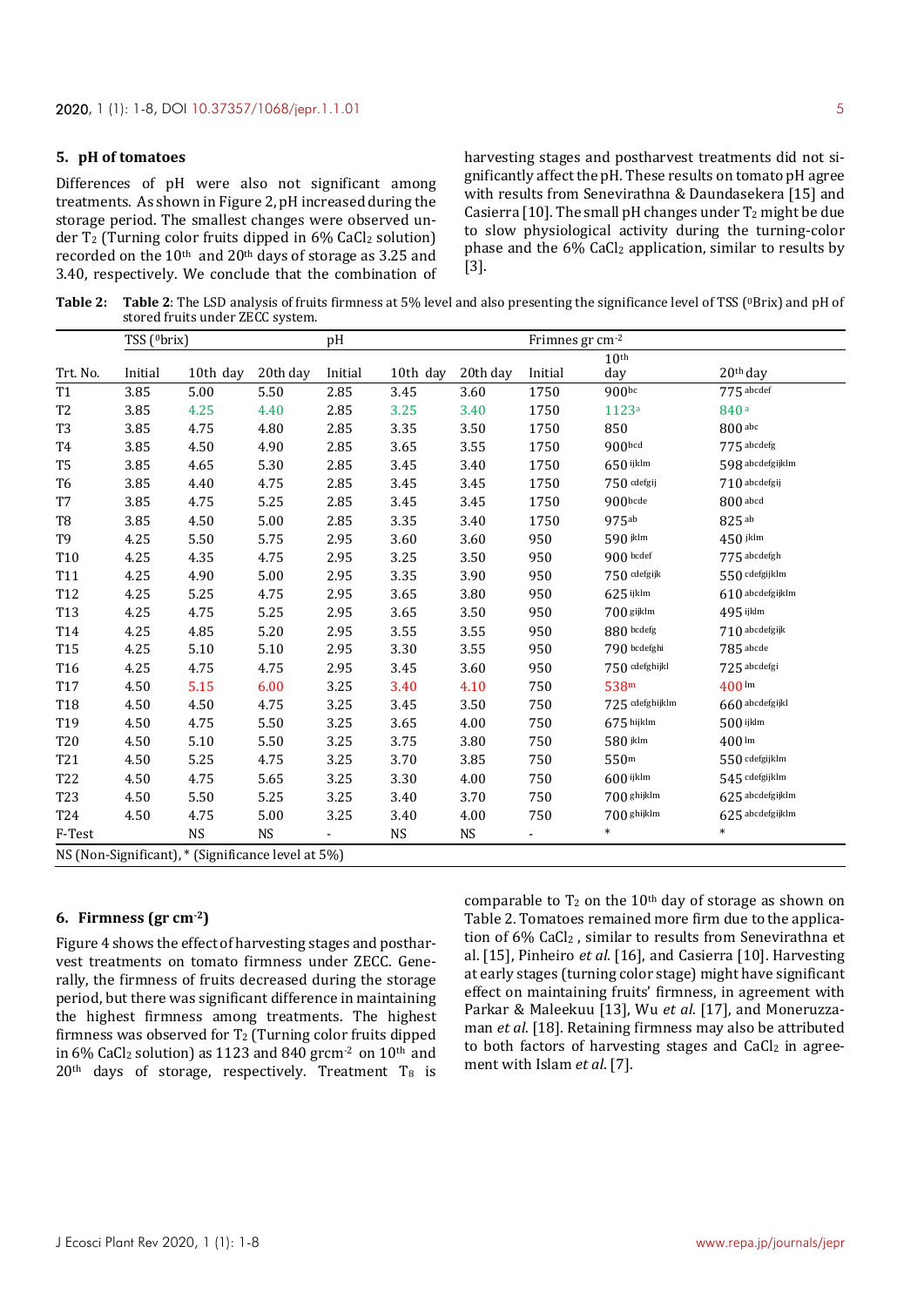## 5. pH of tomatoes

Differences of pH were also not significant among treatments. As shown in Figure 2, pH increased during the storage period. The smallest changes were observed under $T_2$ (Turning color fruits dipped in 6% $CaCl_2$ solution) recorded on the 10th and 20th days of storage as 3.25 and 3.40, respectively. We conclude that the combination of harvesting stages and postharvest treatments did not significantly affect the pH. These results on tomato pH agree with results from Senevirathna & Daundasekera [15] and Casierra [10]. The small pH changes under $T_2$ might be due to slow physiological activity during the turning-color phase and the 6% $CaCl_2$ application, similar to results by [3].

**Table 2:** **Table 2**: The LSD analysis of fruits firmness at 5% level and also presenting the significance level of TSS (⁰Brix) and pH of stored fruits under ZECC system.

| | TSS (⁰brix) | | | pH | | | Frimnes gr cm$^{-2}$ | | |
|---|---|---|---|---|---|---|---|---|---|
| Trt. No. | Initial | 10th day | 20th day | Initial | 10th day | 20th day | Initial | 10th day | 20th day |
| T1 | 3.85 | 5.00 | 5.50 | 2.85 | 3.45 | 3.60 | 1750 | 900 bc | 775 abcdef |
| T2 | 3.85 | 4.25 | 4.40 | 2.85 | 3.25 | 3.40 | 1750 | 1123 a | 840 a |
| T3 | 3.85 | 4.75 | 4.80 | 2.85 | 3.35 | 3.50 | 1750 | 850 | 800 abc |
| T4 | 3.85 | 4.50 | 4.90 | 2.85 | 3.65 | 3.55 | 1750 | 900 bcd | 775 abcdefg |
| T5 | 3.85 | 4.65 | 5.30 | 2.85 | 3.45 | 3.40 | 1750 | 650 ijklm | 598 abcdefgijklm |
| T6 | 3.85 | 4.40 | 4.75 | 2.85 | 3.45 | 3.45 | 1750 | 750 cdefgij | 710 abcdefgij |
| T7 | 3.85 | 4.75 | 5.25 | 2.85 | 3.45 | 3.45 | 1750 | 900 bcde | 800 abcd |
| T8 | 3.85 | 4.50 | 5.00 | 2.85 | 3.35 | 3.40 | 1750 | 975 ab | 825 ab |
| T9 | 4.25 | 5.50 | 5.75 | 2.95 | 3.60 | 3.60 | 950 | 590 jklm | 450 jklm |
| T10 | 4.25 | 4.35 | 4.75 | 2.95 | 3.25 | 3.50 | 950 | 900 bcdef | 775 abcdefgh |
| T11 | 4.25 | 4.90 | 5.00 | 2.95 | 3.35 | 3.90 | 950 | 750 cdefgijk | 550 cdefgijklm |
| T12 | 4.25 | 5.25 | 4.75 | 2.95 | 3.65 | 3.80 | 950 | 625 ijklm | 610 abcdefgijklm |
| T13 | 4.25 | 4.75 | 5.25 | 2.95 | 3.65 | 3.50 | 950 | 700 gijklm | 495 ijklm |
| T14 | 4.25 | 4.85 | 5.20 | 2.95 | 3.55 | 3.55 | 950 | 880 bcdefg | 710 abcdefgijk |
| T15 | 4.25 | 5.10 | 5.10 | 2.95 | 3.30 | 3.55 | 950 | 790 bcdefghi | 785 abcde |
| T16 | 4.25 | 4.75 | 4.75 | 2.95 | 3.45 | 3.60 | 950 | 750 cdefghijkl | 725 abcdefgi |
| T17 | 4.50 | 5.15 | 6.00 | 3.25 | 3.40 | 4.10 | 750 | 538 m | 400 lm |
| T18 | 4.50 | 4.50 | 4.75 | 3.25 | 3.45 | 3.50 | 750 | 725 cdefghijklm | 660 abcdefgijkl |
| T19 | 4.50 | 4.75 | 5.50 | 3.25 | 3.65 | 4.00 | 750 | 675 hijklm | 500 ijklm |
| T20 | 4.50 | 5.10 | 5.50 | 3.25 | 3.75 | 3.80 | 750 | 580 jklm | 400 lm |
| T21 | 4.50 | 5.25 | 4.75 | 3.25 | 3.70 | 3.85 | 750 | 550 m | 550 cdefgijklm |
| T22 | 4.50 | 4.75 | 5.65 | 3.25 | 3.30 | 4.00 | 750 | 600 ijklm | 545 cdefgijklm |
| T23 | 4.50 | 5.50 | 5.25 | 3.25 | 3.40 | 3.70 | 750 | 700 ghijklm | 625 abcdefgijklm |
| T24 | 4.50 | 4.75 | 5.00 | 3.25 | 3.40 | 4.00 | 750 | 700 ghijklm | 625 abcdefgijklm |
| F-Test | | NS | NS | - | NS | NS | - | * | * |

NS (Non-Significant), * (Significance level at 5%)

## 6. Firmness (gr cm$^{-2}$)

Figure 4 shows the effect of harvesting stages and postharvest treatments on tomato firmness under ZECC. Generally, the firmness of fruits decreased during the storage period, but there was significant difference in maintaining the highest firmness among treatments. The highest firmness was observed for $T_2$ (Turning color fruits dipped in 6% $CaCl_2$ solution) as 1123 and 840 grcm$^{-2}$ on 10th and 20th days of storage, respectively. Treatment $T_8$ is comparable to $T_2$ on the 10th day of storage as shown on Table 2. Tomatoes remained more firm due to the application of 6% $CaCl_2$, similar to results from Senevirathna et al. [15], Pinheiro *et al*. [16], and Casierra [10]. Harvesting at early stages (turning color stage) might have significant effect on maintaining fruits' firmness, in agreement with Parkar & Maleekuu [13], Wu *et al*. [17], and Moneruzzaman *et al*. [18]. Retaining firmness may also be attributed to both factors of harvesting stages and $CaCl_2$ in agreement with Islam *et al*. [7].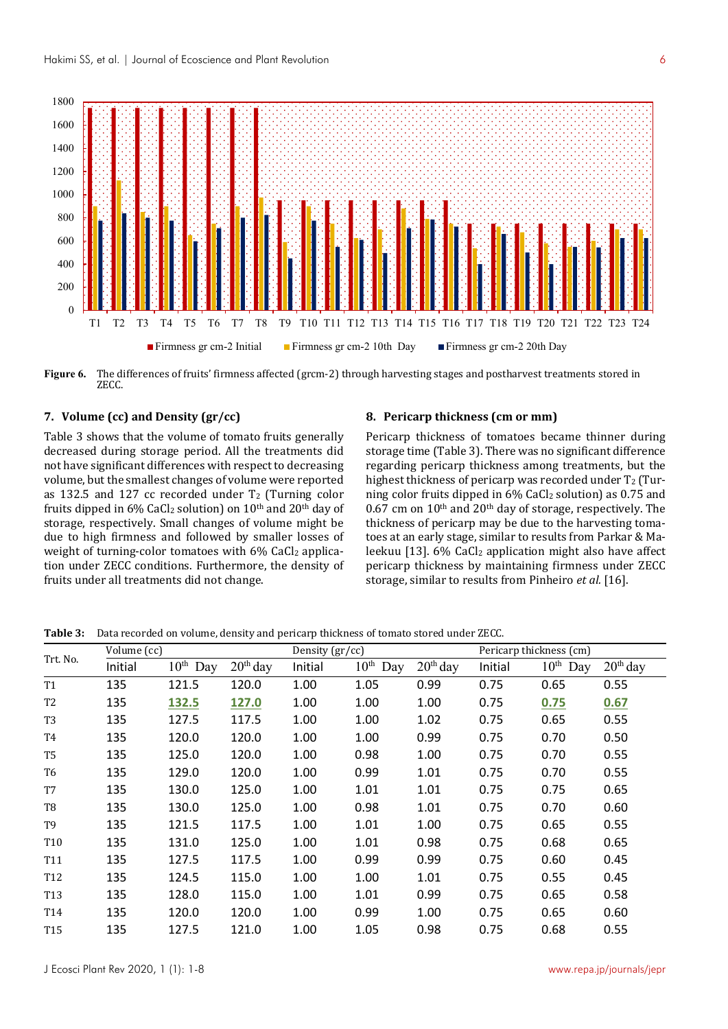1800
1600
1400
1200
1000
800
600
400
200
0

T1 T2 T3 T4 T5 T6 T7 T8 T9 T10 T11 T12 T13 T14 T15 T16 T17 T18 T19 T20 T21 T22 T23 T24

Firmness gr cm-2 Initial　Firmness gr cm-2 10th Day　Firmness gr cm-2 20th Day

**Figure 6.** The differences of fruits' firmness affected (grcm-2) through harvesting stages and postharvest treatments stored in ZECC.

## 7. Volume (cc) and Density (gr/cc)

Table 3 shows that the volume of tomato fruits generally decreased during storage period. All the treatments did not have significant differences with respect to decreasing volume, but the smallest changes of volume were reported as 132.5 and 127 cc recorded under $T_2$ (Turning color fruits dipped in 6% $CaCl_2$ solution) on 10th and 20th day of storage, respectively. Small changes of volume might be due to high firmness and followed by smaller losses of weight of turning-color tomatoes with 6% $CaCl_2$ application under ZECC conditions. Furthermore, the density of fruits under all treatments did not change.

## 8. Pericarp thickness (cm or mm)

Pericarp thickness of tomatoes became thinner during storage time (Table 3). There was no significant difference regarding pericarp thickness among treatments, but the highest thickness of pericarp was recorded under $T_2$ (Turning color fruits dipped in 6% $CaCl_2$ solution) as 0.75 and 0.67 cm on 10th and 20th day of storage, respectively. The thickness of pericarp may be due to the harvesting tomatoes at an early stage, similar to results from Parkar & Maleekuu [13]. 6% $CaCl_2$ application might also have affect pericarp thickness by maintaining firmness under ZECC storage, similar to results from Pinheiro *et al.* [16].

**Table 3:** Data recorded on volume, density and pericarp thickness of tomato stored under ZECC.

| Trt. No. | Volume (cc) | | | Density (gr/cc) | | | Pericarp thickness (cm) | | |
|---|---|---|---|---|---|---|---|---|---|
| | Initial | 10th Day | 20th day | Initial | 10th Day | 20th day | Initial | 10th Day | 20th day |
| T1 | 135 | 121.5 | 120.0 | 1.00 | 1.05 | 0.99 | 0.75 | 0.65 | 0.55 |
| T2 | 135 | **132.5** | **127.0** | 1.00 | 1.00 | 1.00 | 0.75 | **0.75** | **0.67** |
| T3 | 135 | 127.5 | 117.5 | 1.00 | 1.00 | 1.02 | 0.75 | 0.65 | 0.55 |
| T4 | 135 | 120.0 | 120.0 | 1.00 | 1.00 | 0.99 | 0.75 | 0.70 | 0.50 |
| T5 | 135 | 125.0 | 120.0 | 1.00 | 0.98 | 1.00 | 0.75 | 0.70 | 0.55 |
| T6 | 135 | 129.0 | 120.0 | 1.00 | 0.99 | 1.01 | 0.75 | 0.70 | 0.55 |
| T7 | 135 | 130.0 | 125.0 | 1.00 | 1.01 | 1.01 | 0.75 | 0.75 | 0.65 |
| T8 | 135 | 130.0 | 125.0 | 1.00 | 0.98 | 1.01 | 0.75 | 0.70 | 0.60 |
| T9 | 135 | 121.5 | 117.5 | 1.00 | 1.01 | 1.00 | 0.75 | 0.65 | 0.55 |
| T10 | 135 | 131.0 | 125.0 | 1.00 | 1.01 | 0.98 | 0.75 | 0.68 | 0.65 |
| T11 | 135 | 127.5 | 117.5 | 1.00 | 0.99 | 0.99 | 0.75 | 0.60 | 0.45 |
| T12 | 135 | 124.5 | 115.0 | 1.00 | 1.00 | 1.01 | 0.75 | 0.55 | 0.45 |
| T13 | 135 | 128.0 | 115.0 | 1.00 | 1.01 | 0.99 | 0.75 | 0.65 | 0.58 |
| T14 | 135 | 120.0 | 120.0 | 1.00 | 0.99 | 1.00 | 0.75 | 0.65 | 0.60 |
| T15 | 135 | 127.5 | 121.0 | 1.00 | 1.05 | 0.98 | 0.75 | 0.68 | 0.55 |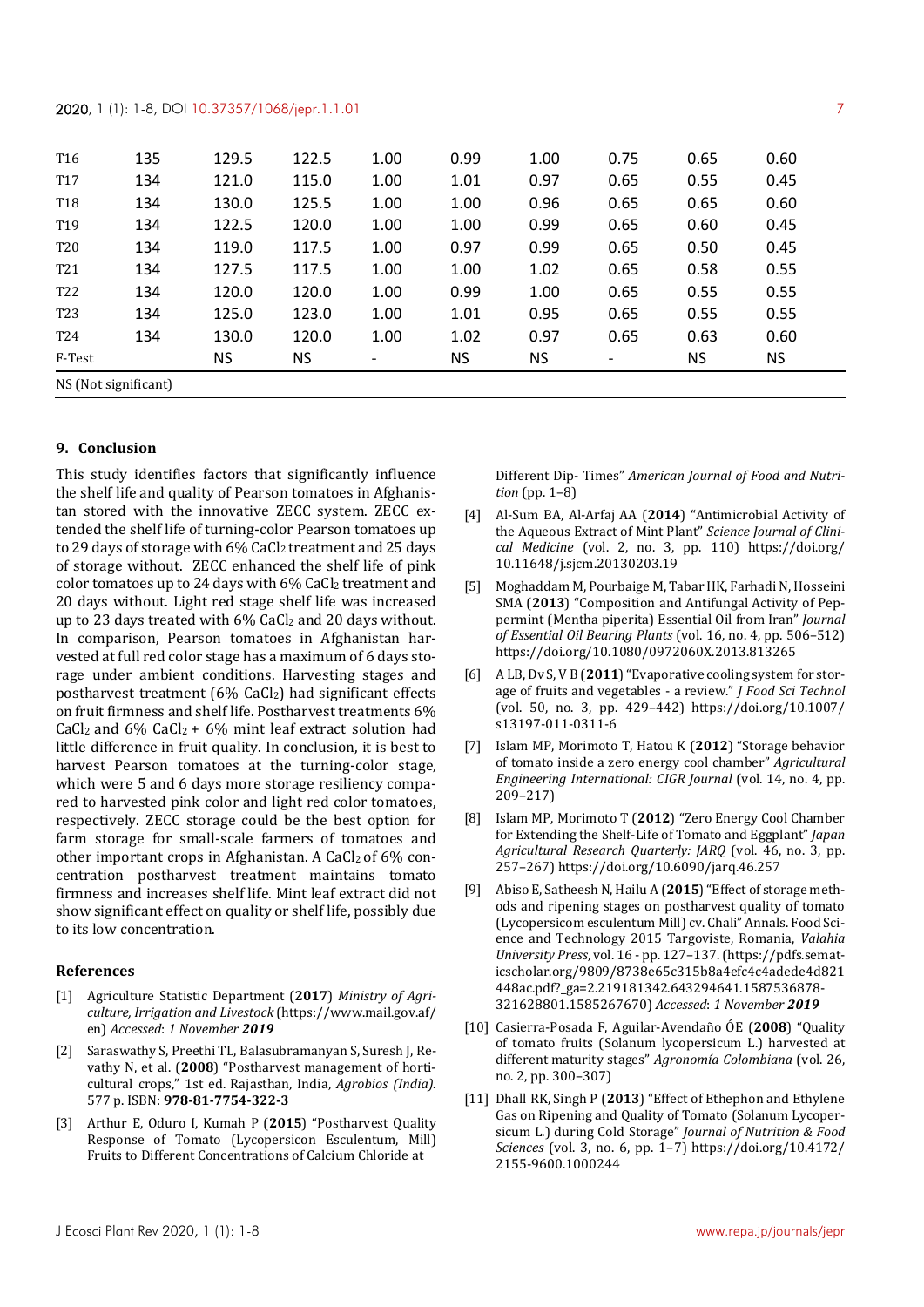| | | | | | | | | | |
|---|---|---|---|---|---|---|---|---|---|
| T16 | 135 | 129.5 | 122.5 | 1.00 | 0.99 | 1.00 | 0.75 | 0.65 | 0.60 |
| T17 | 134 | 121.0 | 115.0 | 1.00 | 1.01 | 0.97 | 0.65 | 0.55 | 0.45 |
| T18 | 134 | 130.0 | 125.5 | 1.00 | 1.00 | 0.96 | 0.65 | 0.65 | 0.60 |
| T19 | 134 | 122.5 | 120.0 | 1.00 | 1.00 | 0.99 | 0.65 | 0.60 | 0.45 |
| T20 | 134 | 119.0 | 117.5 | 1.00 | 0.97 | 0.99 | 0.65 | 0.50 | 0.45 |
| T21 | 134 | 127.5 | 117.5 | 1.00 | 1.00 | 1.02 | 0.65 | 0.58 | 0.55 |
| T22 | 134 | 120.0 | 120.0 | 1.00 | 0.99 | 1.00 | 0.65 | 0.55 | 0.55 |
| T23 | 134 | 125.0 | 123.0 | 1.00 | 1.01 | 0.95 | 0.65 | 0.55 | 0.55 |
| T24 | 134 | 130.0 | 120.0 | 1.00 | 1.02 | 0.97 | 0.65 | 0.63 | 0.60 |
| F-Test | | NS | NS | - | NS | NS | - | NS | NS |

NS (Not significant)

## 9. Conclusion

This study identifies factors that significantly influence the shelf life and quality of Pearson tomatoes in Afghanistan stored with the innovative ZECC system. ZECC extended the shelf life of turning-color Pearson tomatoes up to 29 days of storage with 6% $CaCl_2$ treatment and 25 days of storage without. ZECC enhanced the shelf life of pink color tomatoes up to 24 days with 6% $CaCl_2$ treatment and 20 days without. Light red stage shelf life was increased up to 23 days treated with 6% $CaCl_2$ and 20 days without. In comparison, Pearson tomatoes in Afghanistan harvested at full red color stage has a maximum of 6 days storage under ambient conditions. Harvesting stages and postharvest treatment (6% $CaCl_2$) had significant effects on fruit firmness and shelf life. Postharvest treatments 6% $CaCl_2$ and 6% $CaCl_2$ + 6% mint leaf extract solution had little difference in fruit quality. In conclusion, it is best to harvest Pearson tomatoes at the turning-color stage, which were 5 and 6 days more storage resiliency compared to harvested pink color and light red color tomatoes, respectively. ZECC storage could be the best option for farm storage for small-scale farmers of tomatoes and other important crops in Afghanistan. A $CaCl_2$ of 6% concentration postharvest treatment maintains tomato firmness and increases shelf life. Mint leaf extract did not show significant effect on quality or shelf life, possibly due to its low concentration.

## References

[1] Agriculture Statistic Department (**2017**) *Ministry of Agriculture, Irrigation and Livestock* (https://www.mail.gov.af/en) *Accessed*: *1 November **2019***

[2] Saraswathy S, Preethi TL, Balasubramanyan S, Suresh J, Revathy N, et al. (**2008**) "Postharvest management of horticultural crops," 1st ed. Rajasthan, India, *Agrobios (India)*. 577 p. ISBN: **978-81-7754-322-3**

[3] Arthur E, Oduro I, Kumah P (**2015**) "Postharvest Quality Response of Tomato (Lycopersicon Esculentum, Mill) Fruits to Different Concentrations of Calcium Chloride at Different Dip- Times" *American Journal of Food and Nutrition* (pp. 1–8)

[4] Al-Sum BA, Al-Arfaj AA (**2014**) "Antimicrobial Activity of the Aqueous Extract of Mint Plant" *Science Journal of Clinical Medicine* (vol. 2, no. 3, pp. 110) https://doi.org/10.11648/j.sjcm.20130203.19

[5] Moghaddam M, Pourbaige M, Tabar HK, Farhadi N, Hosseini SMA (**2013**) "Composition and Antifungal Activity of Peppermint (Mentha piperita) Essential Oil from Iran" *Journal of Essential Oil Bearing Plants* (vol. 16, no. 4, pp. 506–512) https://doi.org/10.1080/0972060X.2013.813265

[6] A LB, Dv S, V B (**2011**) "Evaporative cooling system for storage of fruits and vegetables - a review." *J Food Sci Technol* (vol. 50, no. 3, pp. 429–442) https://doi.org/10.1007/s13197-011-0311-6

[7] Islam MP, Morimoto T, Hatou K (**2012**) "Storage behavior of tomato inside a zero energy cool chamber" *Agricultural Engineering International: CIGR Journal* (vol. 14, no. 4, pp. 209–217)

[8] Islam MP, Morimoto T (**2012**) "Zero Energy Cool Chamber for Extending the Shelf-Life of Tomato and Eggplant" *Japan Agricultural Research Quarterly: JARQ* (vol. 46, no. 3, pp. 257–267) https://doi.org/10.6090/jarq.46.257

[9] Abiso E, Satheesh N, Hailu A (**2015**) "Effect of storage methods and ripening stages on postharvest quality of tomato (Lycopersicom esculentum Mill) cv. Chali" Annals. Food Science and Technology 2015 Targoviste, Romania, *Valahia University Press*, vol. 16 - pp. 127–137. (https://pdfs.semanticscholar.org/9809/8738e65c315b8a4efc4c4adede4d821448ac.pdf?_ga=2.219181342.643294641.1587536878-321628801.1585267670) *Accessed*: *1 November **2019***

[10] Casierra-Posada F, Aguilar-Avendaño ÓE (**2008**) "Quality of tomato fruits (Solanum lycopersicum L.) harvested at different maturity stages" *Agronomía Colombiana* (vol. 26, no. 2, pp. 300–307)

[11] Dhall RK, Singh P (**2013**) "Effect of Ethephon and Ethylene Gas on Ripening and Quality of Tomato (Solanum Lycopersicum L.) during Cold Storage" *Journal of Nutrition & Food Sciences* (vol. 3, no. 6, pp. 1–7) https://doi.org/10.4172/2155-9600.1000244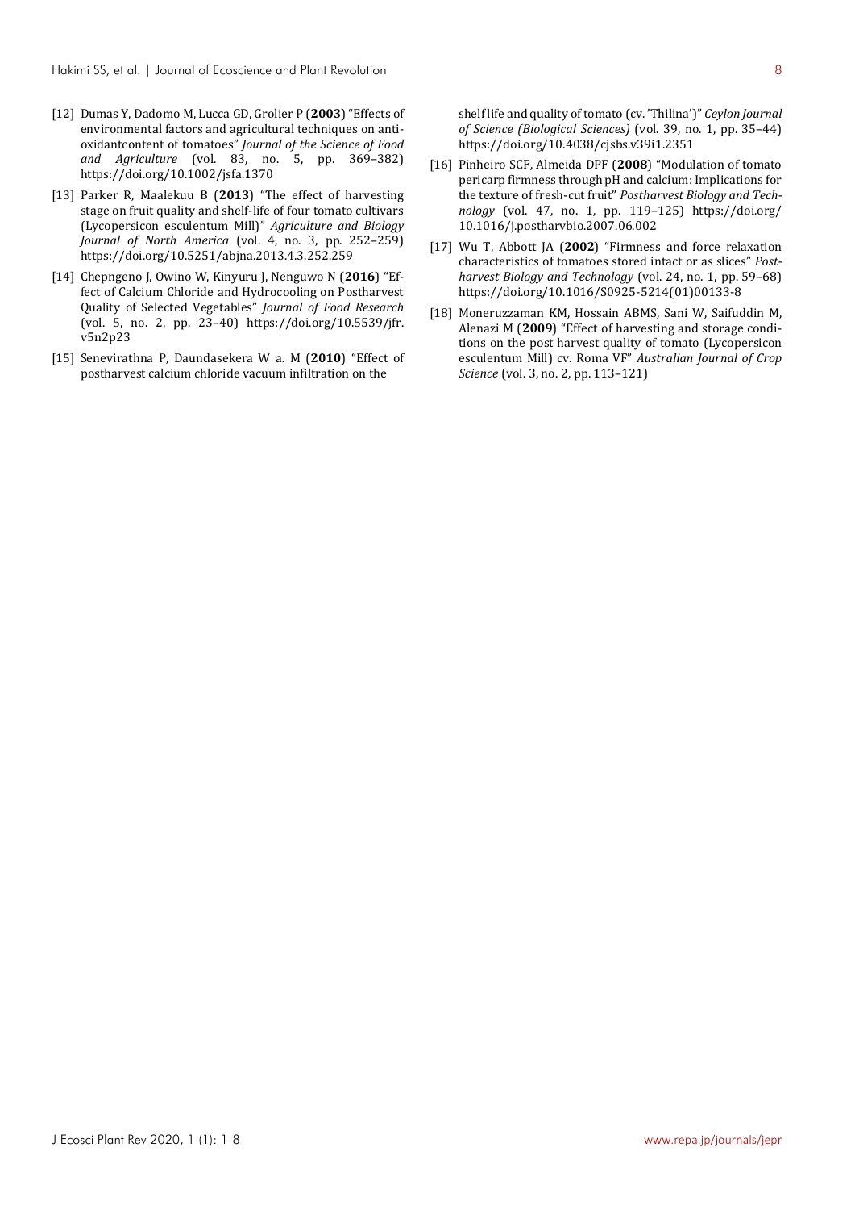[12] Dumas Y, Dadomo M, Lucca GD, Grolier P (**2003**) "Effects of environmental factors and agricultural techniques on antioxidantcontent of tomatoes" *Journal of the Science of Food and Agriculture* (vol. 83, no. 5, pp. 369–382) https://doi.org/10.1002/jsfa.1370

[13] Parker R, Maalekuu B (**2013**) "The effect of harvesting stage on fruit quality and shelf-life of four tomato cultivars (Lycopersicon esculentum Mill)" *Agriculture and Biology Journal of North America* (vol. 4, no. 3, pp. 252–259) https://doi.org/10.5251/abjna.2013.4.3.252.259

[14] Chepngeno J, Owino W, Kinyuru J, Nenguwo N (**2016**) "Effect of Calcium Chloride and Hydrocooling on Postharvest Quality of Selected Vegetables" *Journal of Food Research* (vol. 5, no. 2, pp. 23–40) https://doi.org/10.5539/jfr.v5n2p23

[15] Senevirathna P, Daundasekera W a. M (**2010**) "Effect of postharvest calcium chloride vacuum infiltration on the shelf life and quality of tomato (cv. 'Thilina')" *Ceylon Journal of Science (Biological Sciences)* (vol. 39, no. 1, pp. 35–44) https://doi.org/10.4038/cjsbs.v39i1.2351

[16] Pinheiro SCF, Almeida DPF (**2008**) "Modulation of tomato pericarp firmness through pH and calcium: Implications for the texture of fresh-cut fruit" *Postharvest Biology and Technology* (vol. 47, no. 1, pp. 119–125) https://doi.org/10.1016/j.postharvbio.2007.06.002

[17] Wu T, Abbott JA (**2002**) "Firmness and force relaxation characteristics of tomatoes stored intact or as slices" *Postharvest Biology and Technology* (vol. 24, no. 1, pp. 59–68) https://doi.org/10.1016/S0925-5214(01)00133-8

[18] Moneruzzaman KM, Hossain ABMS, Sani W, Saifuddin M, Alenazi M (**2009**) "Effect of harvesting and storage conditions on the post harvest quality of tomato (Lycopersicon esculentum Mill) cv. Roma VF" *Australian Journal of Crop Science* (vol. 3, no. 2, pp. 113–121)